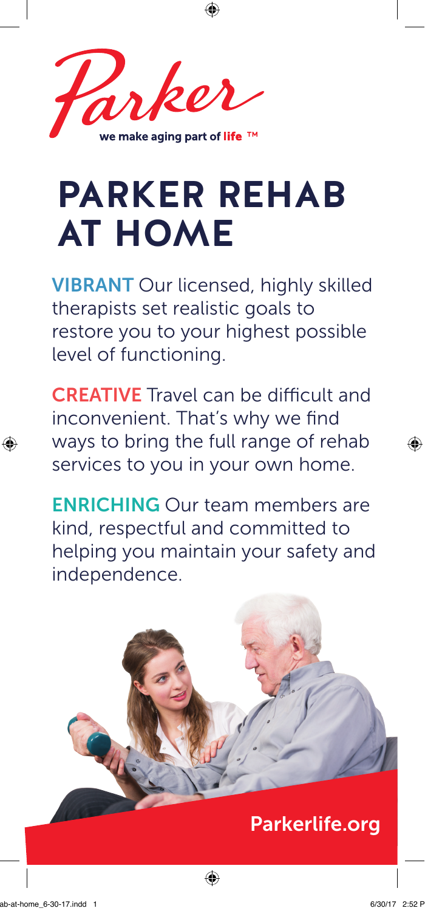Parker

we make aging part of life ™

# PARKER REHAB AT HOME

**VIBRANT** Our licensed, highly skilled therapists set realistic goals to restore you to your highest possible level of functioning.

**CREATIVE** Travel can be difficult and inconvenient. That's why we find ways to bring the full range of rehab services to you in your own home.

**ENRICHING** Our team members are kind, respectful and committed to helping you maintain your safety and independence.

Parkerlife.org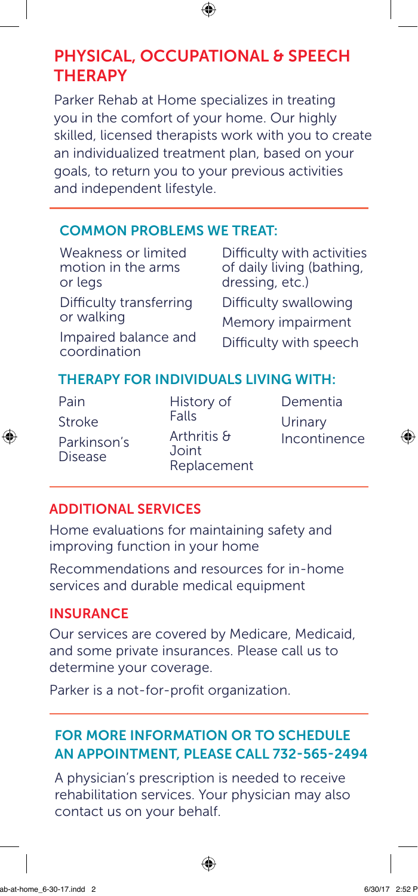## PHYSICAL, OCCUPATIONAL & SPEECH THERAPY

Parker Rehab at Home specializes in treating you in the comfort of your home. Our highly skilled, licensed therapists work with you to create an individualized treatment plan, based on your goals, to return you to your previous activities and independent lifestyle.

### COMMON PROBLEMS WE TREAT:

- Weakness or limited motion in the arms or legs
- Difficulty transferring or walking
- Impaired balance and coordination
- Difficulty with activities of daily living (bathing, dressing, etc.)
- Difficulty swallowing
- Memory impairment
- Difficulty with speech

### THERAPY FOR INDIVIDUALS LIVING WITH:

- Pain
- Stroke
- Parkinson's Disease
- History of Falls
- Arthritis & Joint Replacement
- Dementia
- Urinary Incontinence

## ADDITIONAL SERVICES

Home evaluations for maintaining safety and improving function in your home

Recommendations and resources for in-home services and durable medical equipment

## INSURANCE

Our services are covered by Medicare, Medicaid, and some private insurances. Please call us to determine your coverage.

Parker is a not-for-profit organization.

### FOR MORE INFORMATION OR TO SCHEDULE AN APPOINTMENT, PLEASE CALL 732-565-2494

A physician's prescription is needed to receive rehabilitation services. Your physician may also contact us on your behalf.